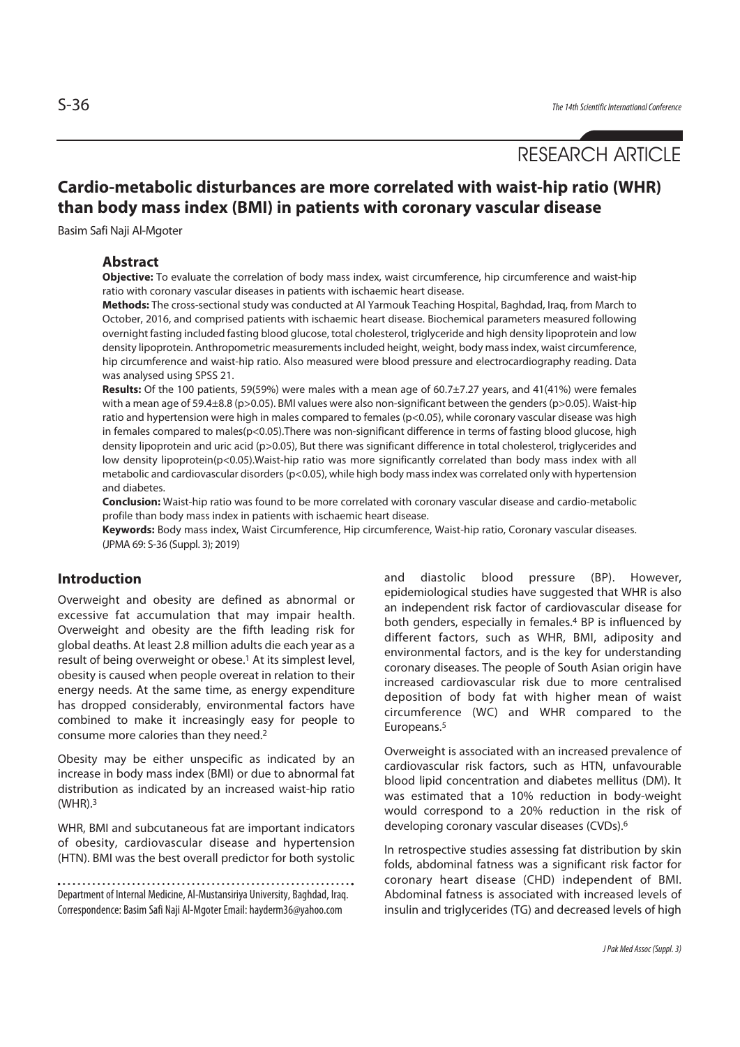RESEARCH ARTICLE

# Cardio-metabolic disturbances are more correlated with waist-hip ratio (WHR) than body mass index (BMI) in patients with coronary vascular disease

Basim Safi Naji Al-Mgoter

## Abstract

**Objective:** To evaluate the correlation of body mass index, waist circumference, hip circumference and waist-hip ratio with coronary vascular diseases in patients with ischaemic heart disease.

**Methods:** The cross-sectional study was conducted at Al Yarmouk Teaching Hospital, Baghdad, Iraq, from March to October, 2016, and comprised patients with ischaemic heart disease. Biochemical parameters measured following overnight fasting included fasting blood glucose, total cholesterol, triglyceride and high density lipoprotein and low density lipoprotein. Anthropometric measurements included height, weight, body mass index, waist circumference, hip circumference and waist-hip ratio. Also measured were blood pressure and electrocardiography reading. Data was analysed using SPSS 21.

**Results:** Of the 100 patients, 59(59%) were males with a mean age of 60.7±7.27 years, and 41(41%) were females with a mean age of 59.4±8.8 ($p>0.05$). BMI values were also non-significant between the genders ($p>0.05$). Waist-hip ratio and hypertension were high in males compared to females ($p<0.05$), while coronary vascular disease was high in females compared to males($p<0.05$).There was non-significant difference in terms of fasting blood glucose, high density lipoprotein and uric acid ($p>0.05$), But there was significant difference in total cholesterol, triglycerides and low density lipoprotein($p<0.05$).Waist-hip ratio was more significantly correlated than body mass index with all metabolic and cardiovascular disorders ($p<0.05$), while high body mass index was correlated only with hypertension and diabetes.

**Conclusion:** Waist-hip ratio was found to be more correlated with coronary vascular disease and cardio-metabolic profile than body mass index in patients with ischaemic heart disease.

**Keywords:** Body mass index, Waist Circumference, Hip circumference, Waist-hip ratio, Coronary vascular diseases.

(JPMA 69: S-36 (Suppl. 3); 2019)

## Introduction

Overweight and obesity are defined as abnormal or excessive fat accumulation that may impair health. Overweight and obesity are the fifth leading risk for global deaths. At least 2.8 million adults die each year as a result of being overweight or obese.[1] At its simplest level, obesity is caused when people overeat in relation to their energy needs. At the same time, as energy expenditure has dropped considerably, environmental factors have combined to make it increasingly easy for people to consume more calories than they need.[2]

Obesity may be either unspecific as indicated by an increase in body mass index (BMI) or due to abnormal fat distribution as indicated by an increased waist-hip ratio (WHR).[3]

WHR, BMI and subcutaneous fat are important indicators of obesity, cardiovascular disease and hypertension (HTN). BMI was the best overall predictor for both systolic and diastolic blood pressure (BP). However, epidemiological studies have suggested that WHR is also an independent risk factor of cardiovascular disease for both genders, especially in females.[4] BP is influenced by different factors, such as WHR, BMI, adiposity and environmental factors, and is the key for understanding coronary diseases. The people of South Asian origin have increased cardiovascular risk due to more centralised deposition of body fat with higher mean of waist circumference (WC) and WHR compared to the Europeans.[5]

Overweight is associated with an increased prevalence of cardiovascular risk factors, such as HTN, unfavourable blood lipid concentration and diabetes mellitus (DM). It was estimated that a 10% reduction in body-weight would correspond to a 20% reduction in the risk of developing coronary vascular diseases (CVDs).[6]

In retrospective studies assessing fat distribution by skin folds, abdominal fatness was a significant risk factor for coronary heart disease (CHD) independent of BMI. Abdominal fatness is associated with increased levels of insulin and triglycerides (TG) and decreased levels of high

Department of Internal Medicine, Al-Mustansiriya University, Baghdad, Iraq.

Correspondence: Basim Safi Naji Al-Mgoter Email: hayderm36@yahoo.com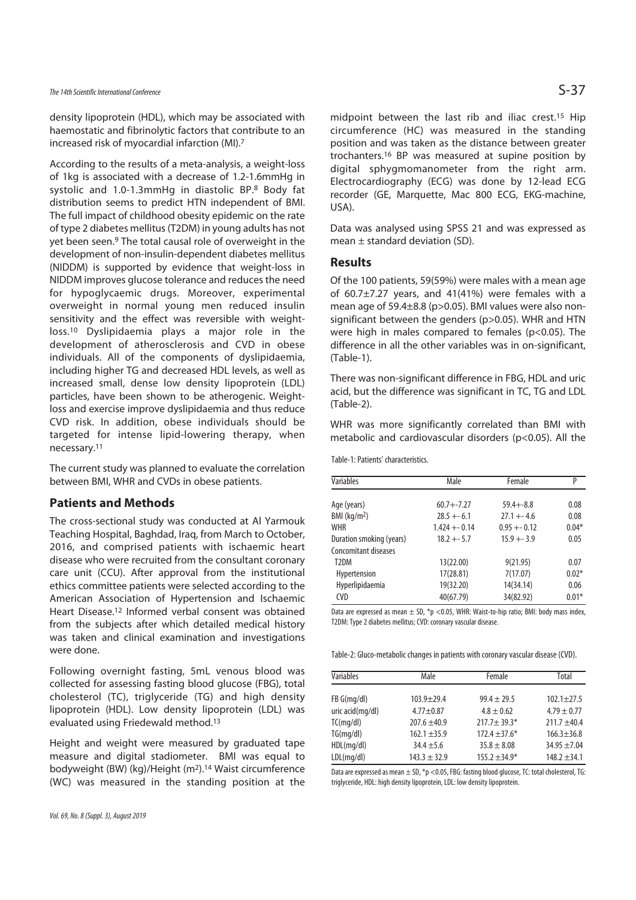density lipoprotein (HDL), which may be associated with haemostatic and fibrinolytic factors that contribute to an increased risk of myocardial infarction (MI).[7]

According to the results of a meta-analysis, a weight-loss of 1kg is associated with a decrease of 1.2-1.6mmHg in systolic and 1.0-1.3mmHg in diastolic BP.[8] Body fat distribution seems to predict HTN independent of BMI. The full impact of childhood obesity epidemic on the rate of type 2 diabetes mellitus (T2DM) in young adults has not yet been seen.[9] The total causal role of overweight in the development of non-insulin-dependent diabetes mellitus (NIDDM) is supported by evidence that weight-loss in NIDDM improves glucose tolerance and reduces the need for hypoglycaemic drugs. Moreover, experimental overweight in normal young men reduced insulin sensitivity and the effect was reversible with weight-loss.[10] Dyslipidaemia plays a major role in the development of atherosclerosis and CVD in obese individuals. All of the components of dyslipidaemia, including higher TG and decreased HDL levels, as well as increased small, dense low density lipoprotein (LDL) particles, have been shown to be atherogenic. Weight-loss and exercise improve dyslipidaemia and thus reduce CVD risk. In addition, obese individuals should be targeted for intense lipid-lowering therapy, when necessary.[11]

The current study was planned to evaluate the correlation between BMI, WHR and CVDs in obese patients.

## Patients and Methods

The cross-sectional study was conducted at Al Yarmouk Teaching Hospital, Baghdad, Iraq, from March to October, 2016, and comprised patients with ischaemic heart disease who were recruited from the consultant coronary care unit (CCU). After approval from the institutional ethics committee patients were selected according to the American Association of Hypertension and Ischaemic Heart Disease.[12] Informed verbal consent was obtained from the subjects after which detailed medical history was taken and clinical examination and investigations were done.

Following overnight fasting, 5mL venous blood was collected for assessing fasting blood glucose (FBG), total cholesterol (TC), triglyceride (TG) and high density lipoprotein (HDL). Low density lipoprotein (LDL) was evaluated using Friedewald method.[13]

Height and weight were measured by graduated tape measure and digital stadiometer. BMI was equal to bodyweight (BW) (kg)/Height ($m^2$).[14] Waist circumference (WC) was measured in the standing position at the midpoint between the last rib and iliac crest.[15] Hip circumference (HC) was measured in the standing position and was taken as the distance between greater trochanters.[16] BP was measured at supine position by digital sphygmomanometer from the right arm. Electrocardiography (ECG) was done by 12-lead ECG recorder (GE, Marquette, Mac 800 ECG, EKG-machine, USA).

Data was analysed using SPSS 21 and was expressed as mean ± standard deviation (SD).

## Results

Of the 100 patients, 59(59%) were males with a mean age of 60.7±7.27 years, and 41(41%) were females with a mean age of 59.4±8.8 ($p>0.05$). BMI values were also non-significant between the genders ($p>0.05$). WHR and HTN were high in males compared to females ($p<0.05$). The difference in all the other variables was in on-significant, (Table-1).

There was non-significant difference in FBG, HDL and uric acid, but the difference was significant in TC, TG and LDL (Table-2).

WHR was more significantly correlated than BMI with metabolic and cardiovascular disorders ($p<0.05$). All the

Table-1: Patients' characteristics.

| Variables | Male | Female | P |
|---|---|---|---|
| Age (years) | 60.7+-7.27 | 59.4+-8.8 | 0.08 |
| BMI (kg/m²) | 28.5 +- 6.1 | 27.1 +- 4.6 | 0.08 |
| WHR | 1.424 +- 0.14 | 0.95 +- 0.12 | 0.04* |
| Duration smoking (years) | 18.2 +- 5.7 | 15.9 +- 3.9 | 0.05 |
| Concomitant diseases | | | |
| T2DM | 13(22.00) | 9(21.95) | 0.07 |
| Hypertension | 17(28.81) | 7(17.07) | 0.02* |
| Hyperlipidaemia | 19(32.20) | 14(34.14) | 0.06 |
| CVD | 40(67.79) | 34(82.92) | 0.01* |

Data are expressed as mean ± SD, *p <0.05, WHR: Waist-to-hip ratio; BMI: body mass index, T2DM: Type 2 diabetes mellitus; CVD: coronary vascular disease.

Table-2: Gluco-metabolic changes in patients with coronary vascular disease (CVD).

| Variables | Male | Female | Total |
|---|---|---|---|
| FB G(mg/dl) | 103.9±29.4 | 99.4 ± 29.5 | 102.1±27.5 |
| uric acid(mg/dl) | 4.77±0.87 | 4.8 ± 0.62 | 4.79 ± 0.77 |
| TC(mg/dl) | 207.6 ±40.9 | 217.7± 39.3* | 211.7 ±40.4 |
| TG(mg/dl) | 162.1 ±35.9 | 172.4 ±37.6* | 166.3±36.8 |
| HDL(mg/dl) | 34.4 ±5.6 | 35.8 ± 8.08 | 34.95 ±7.04 |
| LDL(mg/dl) | 143.3 ± 32.9 | 155.2 ±34.9* | 148.2 ±34.1 |

Data are expressed as mean ± SD, *p <0.05, FBG: fasting blood glucose, TC: total cholesterol, TG: triglyceride, HDL: high density lipoprotein, LDL: low density lipoprotein.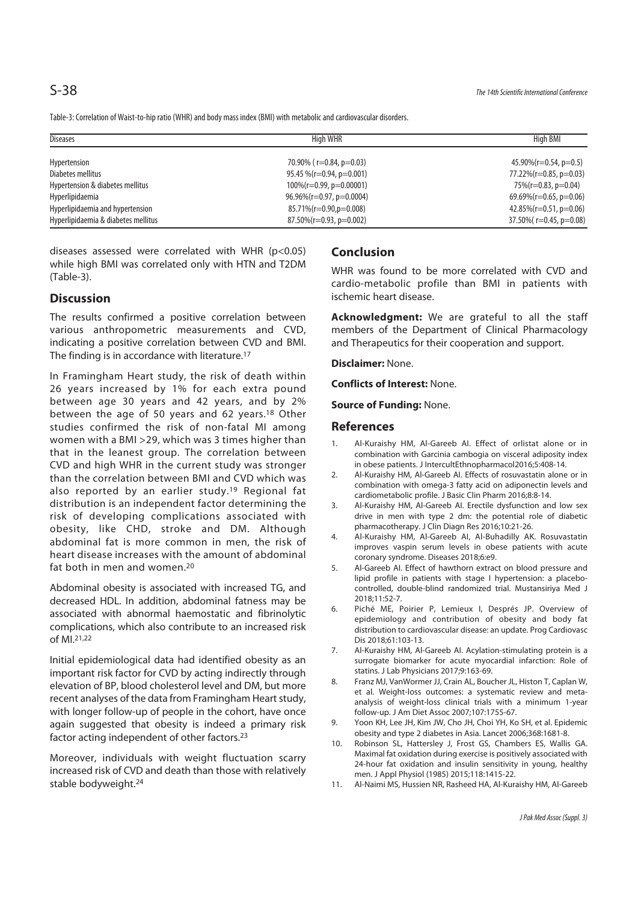Table-3: Correlation of Waist-to-hip ratio (WHR) and body mass index (BMI) with metabolic and cardiovascular disorders.

| Diseases | High WHR | High BMI |
|---|---|---|
| Hypertension | 70.90% ( r=0.84, p=0.03) | 45.90%(r=0.54, p=0.5) |
| Diabetes mellitus | 95.45 %(r=0.94, p=0.001) | 77.22%(r=0.85, p=0.03) |
| Hypertension & diabetes mellitus | 100%(r=0.99, p=0.00001) | 75%(r=0.83, p=0.04) |
| Hyperlipidaemia | 96.96%(r=0.97, p=0.0004) | 69.69%(r=0.65, p=0.06) |
| Hyperlipidaemia and hypertension | 85.71%(r=0.90,p=0.008) | 42.85%(r=0.51, p=0.06) |
| Hyperlipidaemia & diabetes mellitus | 87.50%(r=0.93, p=0.002) | 37.50%( r=0.45, p=0.08) |

diseases assessed were correlated with WHR ($p<0.05$) while high BMI was correlated only with HTN and T2DM (Table-3).

## Discussion

The results confirmed a positive correlation between various anthropometric measurements and CVD, indicating a positive correlation between CVD and BMI. The finding is in accordance with literature.[17]

In Framingham Heart study, the risk of death within 26 years increased by 1% for each extra pound between age 30 years and 42 years, and by 2% between the age of 50 years and 62 years.[18] Other studies confirmed the risk of non-fatal MI among women with a BMI >29, which was 3 times higher than that in the leanest group. The correlation between CVD and high WHR in the current study was stronger than the correlation between BMI and CVD which was also reported by an earlier study.[19] Regional fat distribution is an independent factor determining the risk of developing complications associated with obesity, like CHD, stroke and DM. Although abdominal fat is more common in men, the risk of heart disease increases with the amount of abdominal fat both in men and women.[20]

Abdominal obesity is associated with increased TG, and decreased HDL. In addition, abdominal fatness may be associated with abnormal haemostatic and fibrinolytic complications, which also contribute to an increased risk of MI.[21,22]

Initial epidemiological data had identified obesity as an important risk factor for CVD by acting indirectly through elevation of BP, blood cholesterol level and DM, but more recent analyses of the data from Framingham Heart study, with longer follow-up of people in the cohort, have once again suggested that obesity is indeed a primary risk factor acting independent of other factors.[23]

Moreover, individuals with weight fluctuation scarry increased risk of CVD and death than those with relatively stable bodyweight.[24]

## Conclusion

WHR was found to be more correlated with CVD and cardio-metabolic profile than BMI in patients with ischemic heart disease.

**Acknowledgment:** We are grateful to all the staff members of the Department of Clinical Pharmacology and Therapeutics for their cooperation and support.

**Disclaimer:** None.

**Conflicts of Interest:** None.

**Source of Funding:** None.

## References

1. Al-Kuraishy HM, Al-Gareeb AI. Effect of orlistat alone or in combination with Garcinia cambogia on visceral adiposity index in obese patients. J InterculEthnopharmacol2016;5:408-14.
2. Al-Kuraishy HM, Al-Gareeb AI. Effects of rosuvastatin alone or in combination with omega-3 fatty acid on adiponectin levels and cardiometabolic profile. J Basic Clin Pharm 2016;8:8-14.
3. Al-Kuraishy HM, Al-Gareeb AI. Erectile dysfunction and low sex drive in men with type 2 dm: the potential role of diabetic pharmacotherapy. J Clin Diagn Res 2016;10:21-26.
4. Al-Kuraishy HM, Al-Gareeb AI, Al-Buhadilly AK. Rosuvastatin improves vaspin serum levels in obese patients with acute coronary syndrome. Diseases 2018;6:e9.
5. Al-Gareeb AI. Effect of hawthorn extract on blood pressure and lipid profile in patients with stage I hypertension: a placebo-controlled, double-blind randomized trial. Mustansiriya Med J 2018;11:52-7.
6. Piché ME, Poirier P, Lemieux I, Després JP. Overview of epidemiology and contribution of obesity and body fat distribution to cardiovascular disease: an update. Prog Cardiovasc Dis 2018;61:103-13.
7. Al-Kuraishy HM, Al-Gareeb AI. Acylation-stimulating protein is a surrogate biomarker for acute myocardial infarction: Role of statins. J Lab Physicians 2017;9:163-69.
8. Franz MJ, VanWormer JJ, Crain AL, Boucher JL, Histon T, Caplan W, et al. Weight-loss outcomes: a systematic review and meta-analysis of weight-loss clinical trials with a minimum 1-year follow-up. J Am Diet Assoc 2007;107:1755-67.
9. Yoon KH, Lee JH, Kim JW, Cho JH, Choi YH, Ko SH, et al. Epidemic obesity and type 2 diabetes in Asia. Lancet 2006;368:1681-8.
10. Robinson SL, Hattersley J, Frost GS, Chambers ES, Wallis GA. Maximal fat oxidation during exercise is positively associated with 24-hour fat oxidation and insulin sensitivity in young, healthy men. J Appl Physiol (1985) 2015;118:1415-22.
11. Al-Naimi MS, Hussien NR, Rasheed HA, Al-Kuraishy HM, Al-Gareeb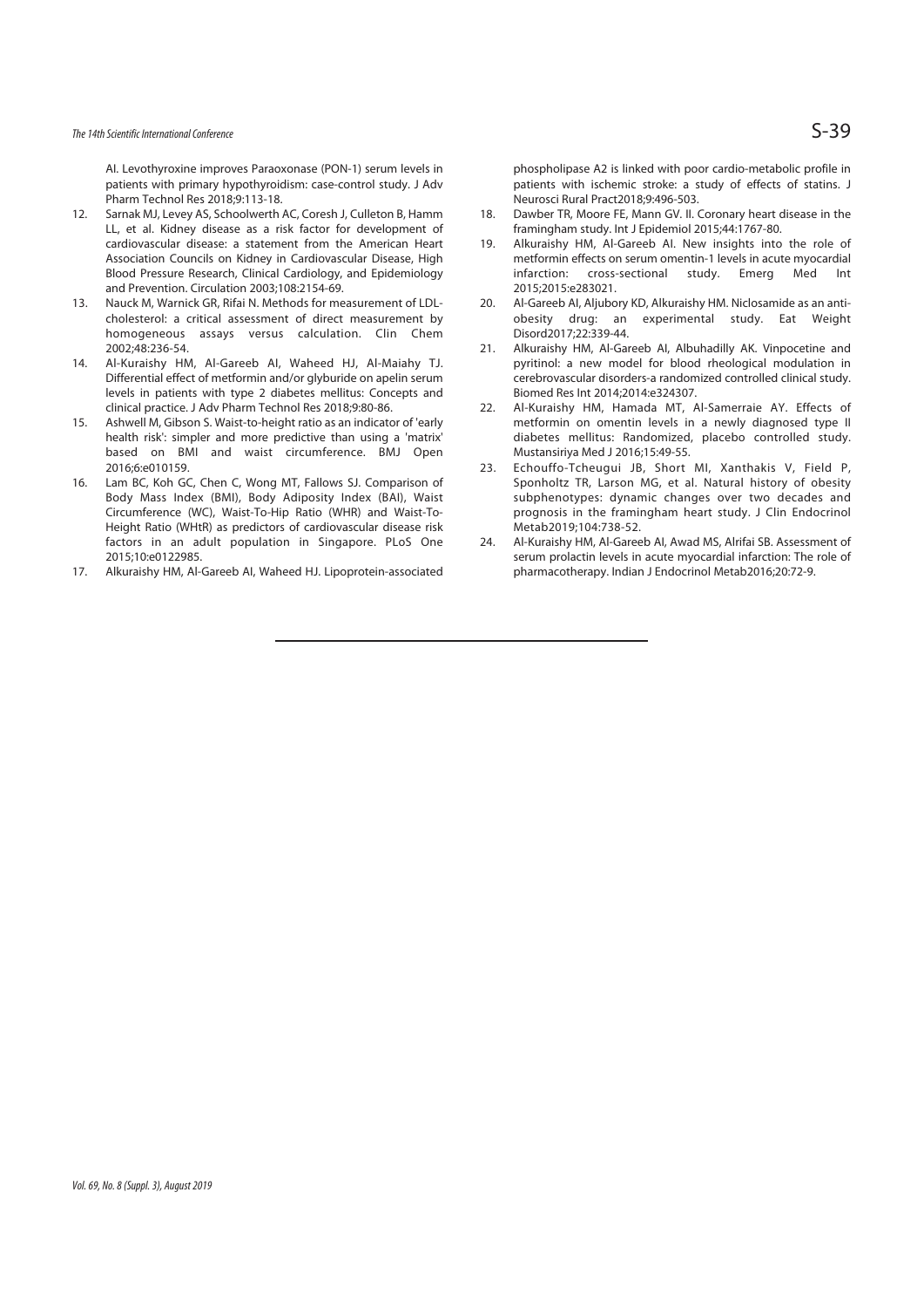AI. Levothyroxine improves Paraoxonase (PON-1) serum levels in patients with primary hypothyroidism: case-control study. J Adv Pharm Technol Res 2018;9:113-18.

12. Sarnak MJ, Levey AS, Schoolwerth AC, Coresh J, Culleton B, Hamm LL, et al. Kidney disease as a risk factor for development of cardiovascular disease: a statement from the American Heart Association Councils on Kidney in Cardiovascular Disease, High Blood Pressure Research, Clinical Cardiology, and Epidemiology and Prevention. Circulation 2003;108:2154-69.
13. Nauck M, Warnick GR, Rifai N. Methods for measurement of LDL-cholesterol: a critical assessment of direct measurement by homogeneous assays versus calculation. Clin Chem 2002;48:236-54.
14. Al-Kuraishy HM, Al-Gareeb AI, Waheed HJ, Al-Maiahy TJ. Differential effect of metformin and/or glyburide on apelin serum levels in patients with type 2 diabetes mellitus: Concepts and clinical practice. J Adv Pharm Technol Res 2018;9:80-86.
15. Ashwell M, Gibson S. Waist-to-height ratio as an indicator of 'early health risk': simpler and more predictive than using a 'matrix' based on BMI and waist circumference. BMJ Open 2016;6:e010159.
16. Lam BC, Koh GC, Chen C, Wong MT, Fallows SJ. Comparison of Body Mass Index (BMI), Body Adiposity Index (BAI), Waist Circumference (WC), Waist-To-Hip Ratio (WHR) and Waist-To-Height Ratio (WHtR) as predictors of cardiovascular disease risk factors in an adult population in Singapore. PLoS One 2015;10:e0122985.
17. Alkuraishy HM, Al-Gareeb AI, Waheed HJ. Lipoprotein-associated phospholipase A2 is linked with poor cardio-metabolic profile in patients with ischemic stroke: a study of effects of statins. J Neurosci Rural Pract2018;9:496-503.
18. Dawber TR, Moore FE, Mann GV. II. Coronary heart disease in the framingham study. Int J Epidemiol 2015;44:1767-80.
19. Alkuraishy HM, Al-Gareeb AI. New insights into the role of metformin effects on serum omentin-1 levels in acute myocardial infarction: cross-sectional study. Emerg Med Int 2015;2015:e283021.
20. Al-Gareeb AI, Aljubory KD, Alkuraishy HM. Niclosamide as an anti-obesity drug: an experimental study. Eat Weight Disord2017;22:339-44.
21. Alkuraishy HM, Al-Gareeb AI, Albuhadilly AK. Vinpocetine and pyritinol: a new model for blood rheological modulation in cerebrovascular disorders-a randomized controlled clinical study. Biomed Res Int 2014;2014:e324307.
22. Al-Kuraishy HM, Hamada MT, Al-Samerraie AY. Effects of metformin on omentin levels in a newly diagnosed type II diabetes mellitus: Randomized, placebo controlled study. Mustansiriya Med J 2016;15:49-55.
23. Echouffo-Tcheugui JB, Short MI, Xanthakis V, Field P, Sponholtz TR, Larson MG, et al. Natural history of obesity subphenotypes: dynamic changes over two decades and prognosis in the framingham heart study. J Clin Endocrinol Metab2019;104:738-52.
24. Al-Kuraishy HM, Al-Gareeb AI, Awad MS, Alrifai SB. Assessment of serum prolactin levels in acute myocardial infarction: The role of pharmacotherapy. Indian J Endocrinol Metab2016;20:72-9.